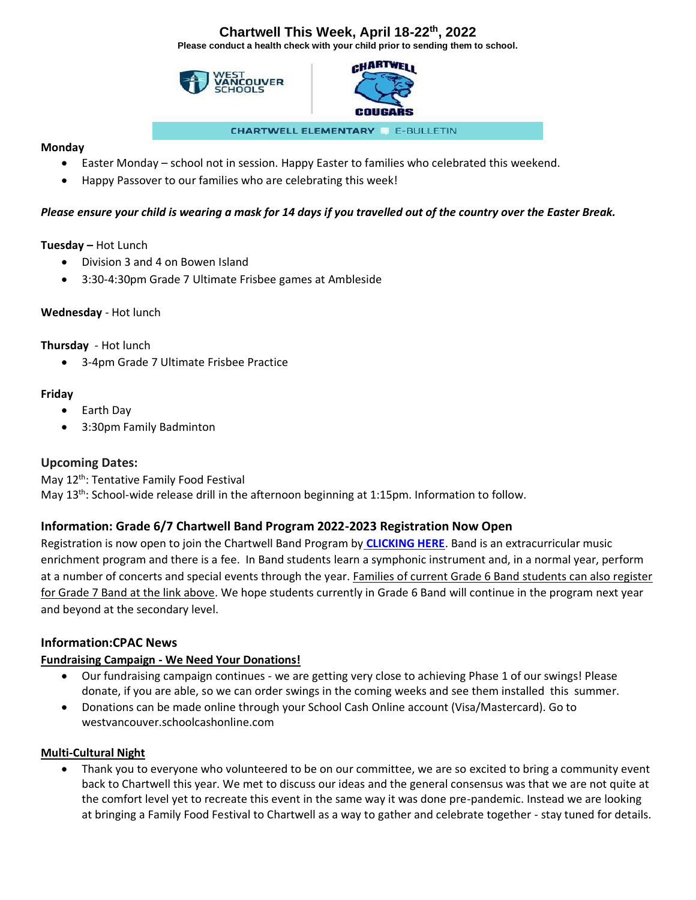# Chartwell This Week, April 18-22th, 2022

**Please conduct a health check with your child prior to sending them to school.**

CHARTWELL ELEMENTARY E-BULLETIN

**Monday**

- Easter Monday – school not in session. Happy Easter to families who celebrated this weekend.
- Happy Passover to our families who are celebrating this week!

***Please ensure your child is wearing a mask for 14 days if you travelled out of the country over the Easter Break.***

**Tuesday –** Hot Lunch

- Division 3 and 4 on Bowen Island
- 3:30-4:30pm Grade 7 Ultimate Frisbee games at Ambleside

**Wednesday** - Hot lunch

**Thursday** - Hot lunch

- 3-4pm Grade 7 Ultimate Frisbee Practice

**Friday**

- Earth Day
- 3:30pm Family Badminton

## Upcoming Dates:

May 12th: Tentative Family Food Festival
May 13th: School-wide release drill in the afternoon beginning at 1:15pm. Information to follow.

## Information: Grade 6/7 Chartwell Band Program 2022-2023 Registration Now Open

Registration is now open to join the Chartwell Band Program by **CLICKING HERE**. Band is an extracurricular music enrichment program and there is a fee. In Band students learn a symphonic instrument and, in a normal year, perform at a number of concerts and special events through the year. Families of current Grade 6 Band students can also register for Grade 7 Band at the link above. We hope students currently in Grade 6 Band will continue in the program next year and beyond at the secondary level.

## Information:CPAC News

**Fundraising Campaign - We Need Your Donations!**

- Our fundraising campaign continues - we are getting very close to achieving Phase 1 of our swings! Please donate, if you are able, so we can order swings in the coming weeks and see them installed this summer.
- Donations can be made online through your School Cash Online account (Visa/Mastercard). Go to westvancouver.schoolcashonline.com

**Multi-Cultural Night**

- Thank you to everyone who volunteered to be on our committee, we are so excited to bring a community event back to Chartwell this year. We met to discuss our ideas and the general consensus was that we are not quite at the comfort level yet to recreate this event in the same way it was done pre-pandemic. Instead we are looking at bringing a Family Food Festival to Chartwell as a way to gather and celebrate together - stay tuned for details.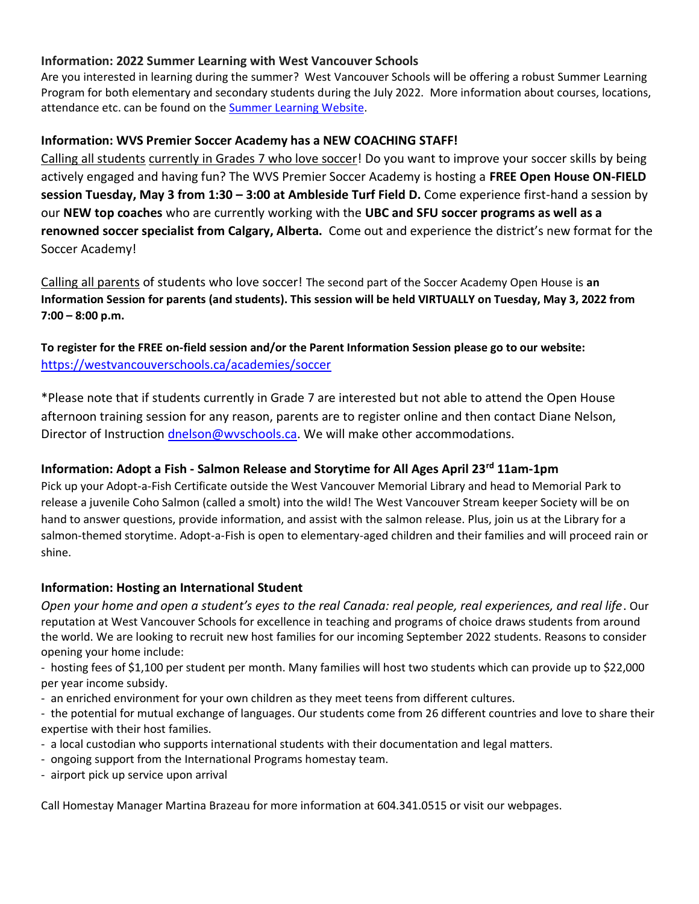**Information: 2022 Summer Learning with West Vancouver Schools**

Are you interested in learning during the summer? West Vancouver Schools will be offering a robust Summer Learning Program for both elementary and secondary students during the July 2022. More information about courses, locations, attendance etc. can be found on the Summer Learning Website.

**Information: WVS Premier Soccer Academy has a NEW COACHING STAFF!**

Calling all students currently in Grades 7 who love soccer! Do you want to improve your soccer skills by being actively engaged and having fun? The WVS Premier Soccer Academy is hosting a **FREE Open House ON-FIELD session Tuesday, May 3 from 1:30 – 3:00 at Ambleside Turf Field D.** Come experience first-hand a session by our **NEW top coaches** who are currently working with the **UBC and SFU soccer programs as well as a renowned soccer specialist from Calgary, Alberta.** Come out and experience the district's new format for the Soccer Academy!

Calling all parents of students who love soccer! The second part of the Soccer Academy Open House is **an Information Session for parents (and students). This session will be held VIRTUALLY on Tuesday, May 3, 2022 from 7:00 – 8:00 p.m.**

**To register for the FREE on-field session and/or the Parent Information Session please go to our website:** https://westvancouverschools.ca/academies/soccer

*Please note that if students currently in Grade 7 are interested but not able to attend the Open House afternoon training session for any reason, parents are to register online and then contact Diane Nelson, Director of Instruction dnelson@wvschools.ca. We will make other accommodations.

**Information: Adopt a Fish - Salmon Release and Storytime for All Ages April 23rd 11am-1pm**

Pick up your Adopt-a-Fish Certificate outside the West Vancouver Memorial Library and head to Memorial Park to release a juvenile Coho Salmon (called a smolt) into the wild! The West Vancouver Stream keeper Society will be on hand to answer questions, provide information, and assist with the salmon release. Plus, join us at the Library for a salmon-themed storytime. Adopt-a-Fish is open to elementary-aged children and their families and will proceed rain or shine.

**Information: Hosting an International Student**

*Open your home and open a student's eyes to the real Canada: real people, real experiences, and real life*. Our reputation at West Vancouver Schools for excellence in teaching and programs of choice draws students from around the world. We are looking to recruit new host families for our incoming September 2022 students. Reasons to consider opening your home include:

- hosting fees of $1,100 per student per month. Many families will host two students which can provide up to $22,000 per year income subsidy.
- an enriched environment for your own children as they meet teens from different cultures.
- the potential for mutual exchange of languages. Our students come from 26 different countries and love to share their expertise with their host families.
- a local custodian who supports international students with their documentation and legal matters.
- ongoing support from the International Programs homestay team.
- airport pick up service upon arrival

Call Homestay Manager Martina Brazeau for more information at 604.341.0515 or visit our webpages.